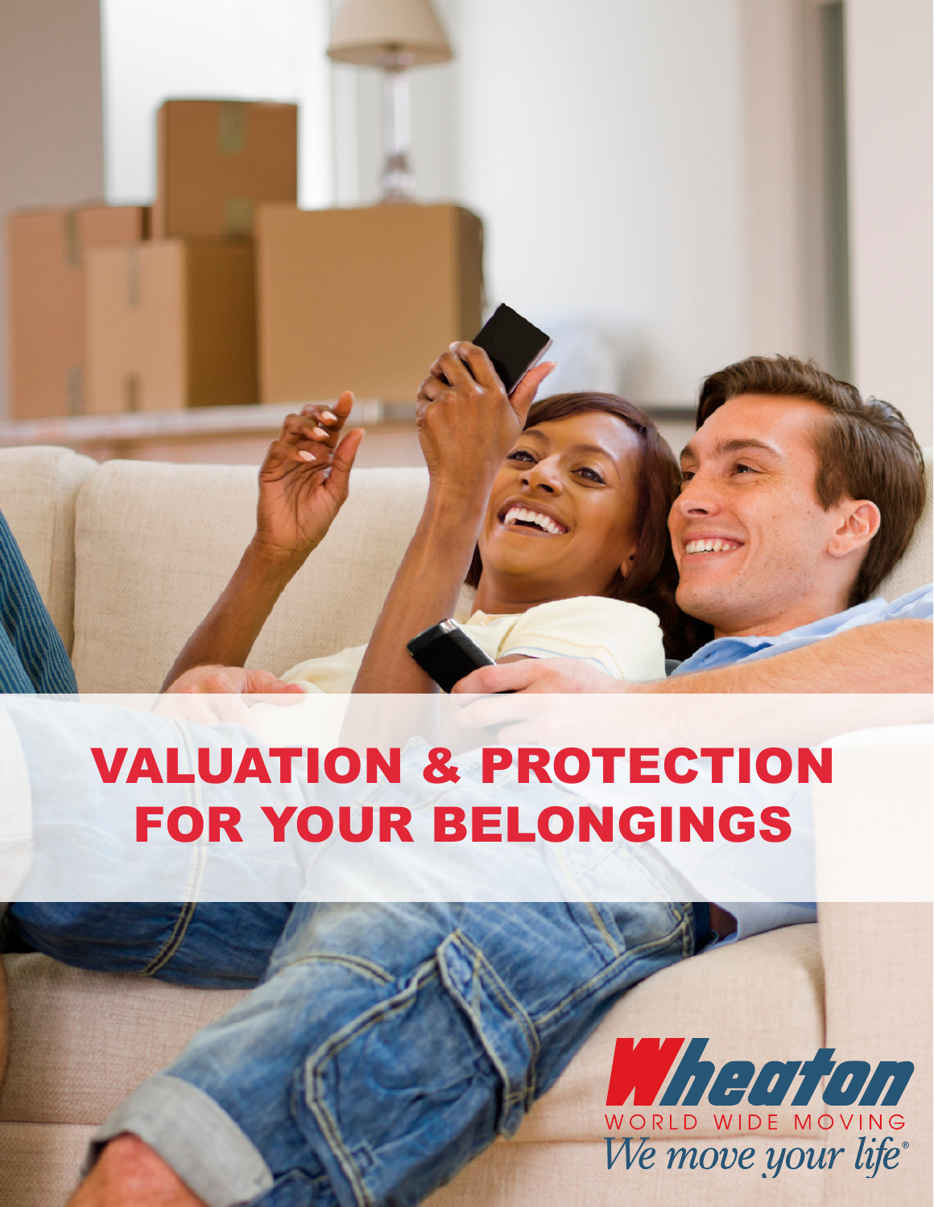# VALUATION & PROTECTION FOR YOUR BELONGINGS

Wheaton

WORLD WIDE MOVING

*We move your life®*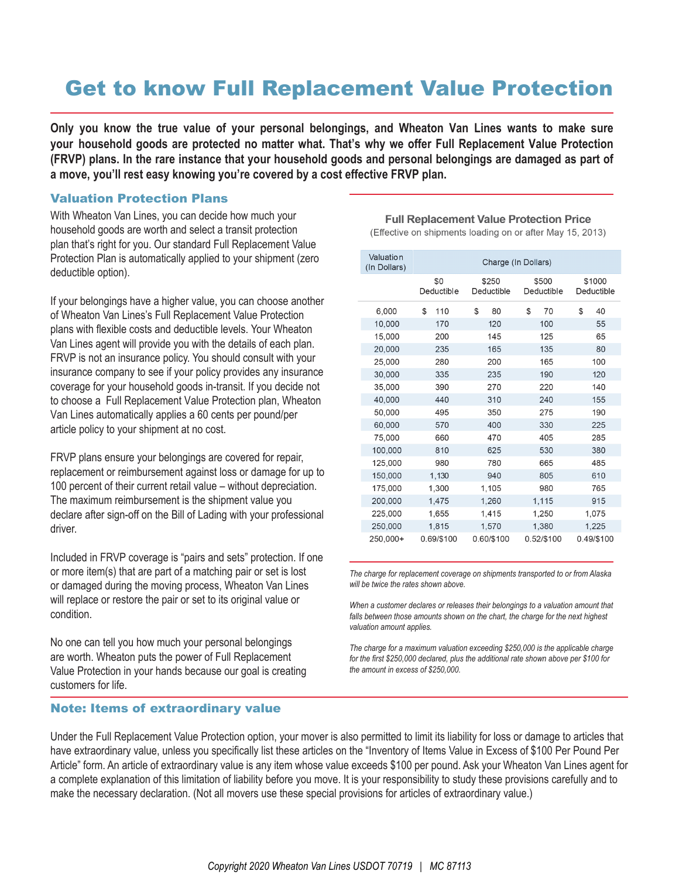# Get to know Full Replacement Value Protection

**Only you know the true value of your personal belongings, and Wheaton Van Lines wants to make sure your household goods are protected no matter what. That's why we offer Full Replacement Value Protection (FRVP) plans. In the rare instance that your household goods and personal belongings are damaged as part of a move, you'll rest easy knowing you're covered by a cost effective FRVP plan.**

## Valuation Protection Plans

With Wheaton Van Lines, you can decide how much your household goods are worth and select a transit protection plan that's right for you. Our standard Full Replacement Value Protection Plan is automatically applied to your shipment (zero deductible option).

If your belongings have a higher value, you can choose another of Wheaton Van Lines's Full Replacement Value Protection plans with flexible costs and deductible levels. Your Wheaton Van Lines agent will provide you with the details of each plan. FRVP is not an insurance policy. You should consult with your insurance company to see if your policy provides any insurance coverage for your household goods in-transit. If you decide not to choose a Full Replacement Value Protection plan, Wheaton Van Lines automatically applies a 60 cents per pound/per article policy to your shipment at no cost.

FRVP plans ensure your belongings are covered for repair, replacement or reimbursement against loss or damage for up to 100 percent of their current retail value – without depreciation. The maximum reimbursement is the shipment value you declare after sign-off on the Bill of Lading with your professional driver.

Included in FRVP coverage is "pairs and sets" protection. If one or more item(s) that are part of a matching pair or set is lost or damaged during the moving process, Wheaton Van Lines will replace or restore the pair or set to its original value or condition.

No one can tell you how much your personal belongings are worth. Wheaton puts the power of Full Replacement Value Protection in your hands because our goal is creating customers for life.

### Full Replacement Value Protection Price

(Effective on shipments loading on or after May 15, 2013)

| Valuation (In Dollars) | Charge (In Dollars) | | | |
|---|---|---|---|---|
| | $0 Deductible | $250 Deductible | $500 Deductible | $1000 Deductible |
| 6,000 | $ 110 | $ 80 | $ 70 | $ 40 |
| 10,000 | 170 | 120 | 100 | 55 |
| 15,000 | 200 | 145 | 125 | 65 |
| 20,000 | 235 | 165 | 135 | 80 |
| 25,000 | 280 | 200 | 165 | 100 |
| 30,000 | 335 | 235 | 190 | 120 |
| 35,000 | 390 | 270 | 220 | 140 |
| 40,000 | 440 | 310 | 240 | 155 |
| 50,000 | 495 | 350 | 275 | 190 |
| 60,000 | 570 | 400 | 330 | 225 |
| 75,000 | 660 | 470 | 405 | 285 |
| 100,000 | 810 | 625 | 530 | 380 |
| 125,000 | 980 | 780 | 665 | 485 |
| 150,000 | 1,130 | 940 | 805 | 610 |
| 175,000 | 1,300 | 1,105 | 980 | 765 |
| 200,000 | 1,475 | 1,260 | 1,115 | 915 |
| 225,000 | 1,655 | 1,415 | 1,250 | 1,075 |
| 250,000 | 1,815 | 1,570 | 1,380 | 1,225 |
| 250,000+ | 0.69/$100 | 0.60/$100 | 0.52/$100 | 0.49/$100 |

*The charge for replacement coverage on shipments transported to or from Alaska will be twice the rates shown above.*

*When a customer declares or releases their belongings to a valuation amount that falls between those amounts shown on the chart, the charge for the next highest valuation amount applies.*

*The charge for a maximum valuation exceeding $250,000 is the applicable charge for the first $250,000 declared, plus the additional rate shown above per $100 for the amount in excess of $250,000.*

## Note: Items of extraordinary value

Under the Full Replacement Value Protection option, your mover is also permitted to limit its liability for loss or damage to articles that have extraordinary value, unless you specifically list these articles on the "Inventory of Items Value in Excess of $100 Per Pound Per Article" form. An article of extraordinary value is any item whose value exceeds $100 per pound. Ask your Wheaton Van Lines agent for a complete explanation of this limitation of liability before you move. It is your responsibility to study these provisions carefully and to make the necessary declaration. (Not all movers use these special provisions for articles of extraordinary value.)

*Copyright 2020 Wheaton Van Lines USDOT 70719 | MC 87113*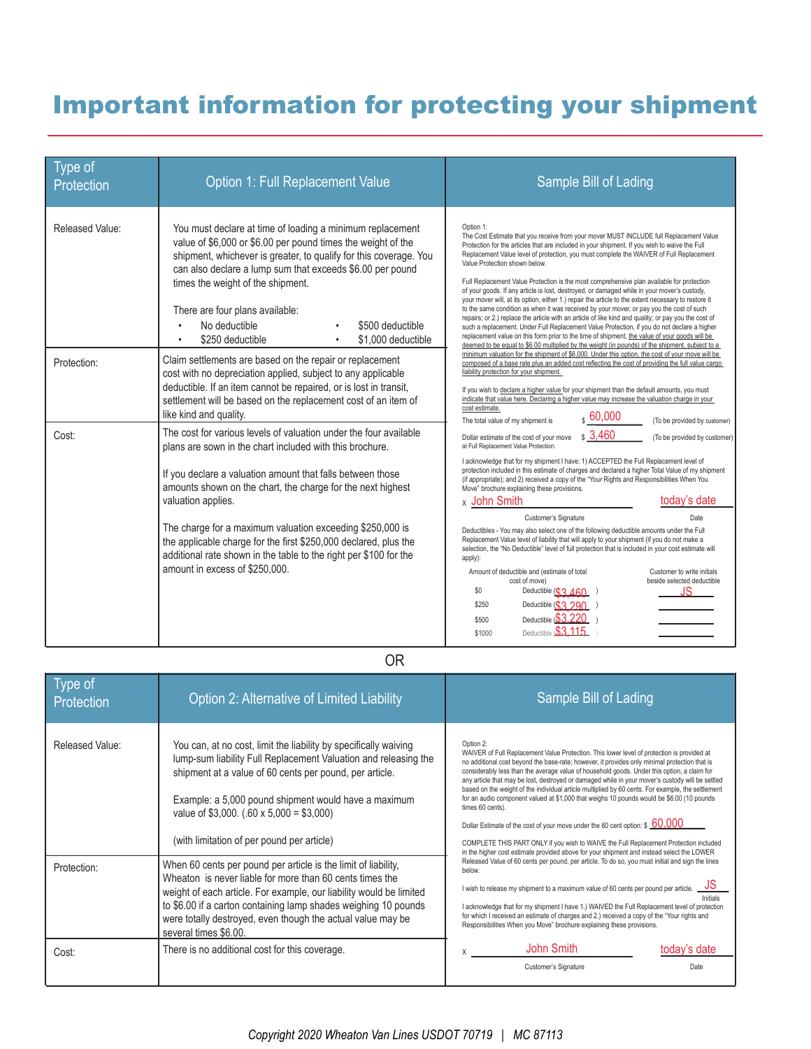# Important information for protecting your shipment

| Type of Protection | Option 1: Full Replacement Value | Sample Bill of Lading |
|---|---|---|
| Released Value: | You must declare at time of loading a minimum replacement value of $6,000 or $6.00 per pound times the weight of the shipment, whichever is greater, to qualify for this coverage. You can also declare a lump sum that exceeds $6.00 per pound times the weight of the shipment.<br><br>There are four plans available:<br>• No deductible<br>• $250 deductible<br>• $500 deductible<br>• $1,000 deductible | Option 1:<br>The Cost Estimate that you receive from your mover MUST INCLUDE full Replacement Value Protection for the articles that are included in your shipment. If you wish to waive the Full Replacement Value level of protection, you must complete the WAIVER of Full Replacement Value Protection shown below.<br><br>Full Replacement Value Protection is the most comprehensive plan available for protection of your goods. If any article is lost, destroyed, or damaged while in your mover's custody, your mover will, at its option, either 1.) repair the article to the extent necessary to restore it to the same condition as when it was received by your mover, or pay you the cost of such repairs; or 2.) replace the article with an article of like kind and quality; or pay you the cost of such a replacement. Under Full Replacement Value Protection, if you do not declare a higher replacement value on this form prior to the time of shipment, the value of your goods will be deemed to be equal to $6.00 multiplied by the weight (in pounds) of the shipment, subject to a minimum valuation for the shipment of $6,000. Under this option, the cost of your move will be composed of a base rate plus an added cost reflecting the cost of providing the full value cargo liability protection for your shipment.<br><br>If you wish to declare a higher value for your shipment than the default amounts, you must indicate that value here. Declaring a higher value may increase the valuation charge in your cost estimate.<br><br>The total value of my shipment is $ 60,000 (To be provided by customer)<br><br>Dollar estimate of the cost of your move at Full Replacement Value Protection: $ 3,460 (To be provided by customer)<br><br>I acknowledge that for my shipment I have: 1) ACCEPTED the Full Replacement level of protection included in this estimate of charges and declared a higher Total Value of my shipment (if appropriate); and 2) received a copy of the "Your Rights and Responsibilities When You Move" brochure explaining these provisions.<br><br>x John Smith — Customer's Signature; today's date — Date<br><br>Deductibles - You may also select one of the following deductible amounts under the Full Replacement Value level of liability that will apply to your shipment (if you do not make a selection, the "No Deductible" level of full protection that is included in your cost estimate will apply):<br><br>Amount of deductible and (estimate of total cost of move) / Customer to write initials beside selected deductible<br>$0 Deductible ($3,460) JS<br>$250 Deductible ($3,290)<br>$500 Deductible ($3,220)<br>$1000 Deductible ($3,115) |
| Protection: | Claim settlements are based on the repair or replacement cost with no depreciation applied, subject to any applicable deductible. If an item cannot be repaired, or is lost in transit, settlement will be based on the replacement cost of an item of like kind and quality. | |
| Cost: | The cost for various levels of valuation under the four available plans are sown in the chart included with this brochure.<br><br>If you declare a valuation amount that falls between those amounts shown on the chart, the charge for the next highest valuation applies.<br><br>The charge for a maximum valuation exceeding $250,000 is the applicable charge for the first $250,000 declared, plus the additional rate shown in the table to the right per $100 for the amount in excess of $250,000. | |

OR

| Type of Protection | Option 2: Alternative of Limited Liability | Sample Bill of Lading |
|---|---|---|
| Released Value: | You can, at no cost, limit the liability by specifically waiving lump-sum liability Full Replacement Valuation and releasing the shipment at a value of 60 cents per pound, per article.<br><br>Example: a 5,000 pound shipment would have a maximum value of $3,000. (.60 x 5,000 = $3,000)<br><br>(with limitation of per pound per article) | Option 2:<br>WAIVER of Full Replacement Value Protection. This lower level of protection is provided at no additional cost beyond the base-rate; however, it provides only minimal protection that is considerably less than the average value of household goods. Under this option, a claim for any article that may be lost, destroyed or damaged while in your mover's custody will be settled based on the weight of the individual article multiplied by 60 cents. For example, the settlement for an audio component valued at $1,000 that weighs 10 pounds would be $6.00 (10 pounds times 60 cents).<br><br>Dollar Estimate of the cost of your move under the 60 cent option: $ 60,000<br><br>COMPLETE THIS PART ONLY if you wish to WAIVE the Full Replacement Protection included in the higher cost estimate provided above for your shipment and instead select the LOWER Released Value of 60 cents per pound, per article. To do so, you must initial and sign the lines below.<br><br>I wish to release my shipment to a maximum value of 60 cents per pound per article. JS (Initials)<br><br>I acknowledge that for my shipment I have 1.) WAIVED the Full Replacement level of protection for which I received an estimate of charges and 2.) received a copy of the "Your rights and Responsibilities When you Move" brochure explaining these provisions.<br><br>x John Smith — Customer's Signature; today's date — Date |
| Protection: | When 60 cents per pound per article is the limit of liability, Wheaton is never liable for more than 60 cents times the weight of each article. For example, our liability would be limited to $6.00 if a carton containing lamp shades weighing 10 pounds were totally destroyed, even though the actual value may be several times $6.00. | |
| Cost: | There is no additional cost for this coverage. | |

*Copyright 2020 Wheaton Van Lines USDOT 70719 | MC 87113*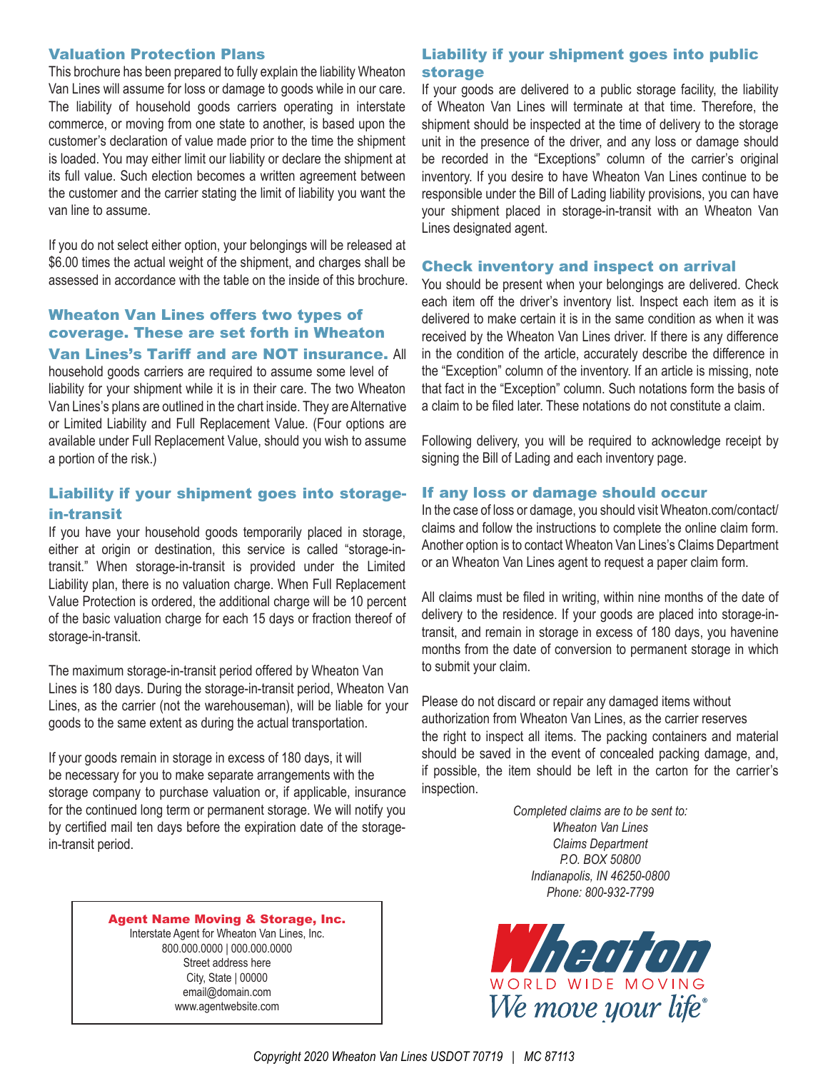## Valuation Protection Plans

This brochure has been prepared to fully explain the liability Wheaton Van Lines will assume for loss or damage to goods while in our care. The liability of household goods carriers operating in interstate commerce, or moving from one state to another, is based upon the customer's declaration of value made prior to the time the shipment is loaded. You may either limit our liability or declare the shipment at its full value. Such election becomes a written agreement between the customer and the carrier stating the limit of liability you want the van line to assume.

If you do not select either option, your belongings will be released at $6.00 times the actual weight of the shipment, and charges shall be assessed in accordance with the table on the inside of this brochure.

**Wheaton Van Lines offers two types of coverage. These are set forth in Wheaton Van Lines's Tariff and are NOT insurance.** All household goods carriers are required to assume some level of liability for your shipment while it is in their care. The two Wheaton Van Lines's plans are outlined in the chart inside. They are Alternative or Limited Liability and Full Replacement Value. (Four options are available under Full Replacement Value, should you wish to assume a portion of the risk.)

## Liability if your shipment goes into storage-in-transit

If you have your household goods temporarily placed in storage, either at origin or destination, this service is called "storage-in-transit." When storage-in-transit is provided under the Limited Liability plan, there is no valuation charge. When Full Replacement Value Protection is ordered, the additional charge will be 10 percent of the basic valuation charge for each 15 days or fraction thereof of storage-in-transit.

The maximum storage-in-transit period offered by Wheaton Van Lines is 180 days. During the storage-in-transit period, Wheaton Van Lines, as the carrier (not the warehouseman), will be liable for your goods to the same extent as during the actual transportation.

If your goods remain in storage in excess of 180 days, it will be necessary for you to make separate arrangements with the storage company to purchase valuation or, if applicable, insurance for the continued long term or permanent storage. We will notify you by certified mail ten days before the expiration date of the storage-in-transit period.

**Agent Name Moving & Storage, Inc.**
Interstate Agent for Wheaton Van Lines, Inc.
800.000.0000 | 000.000.0000
Street address here
City, State | 00000
email@domain.com
www.agentwebsite.com

## Liability if your shipment goes into public storage

If your goods are delivered to a public storage facility, the liability of Wheaton Van Lines will terminate at that time. Therefore, the shipment should be inspected at the time of delivery to the storage unit in the presence of the driver, and any loss or damage should be recorded in the "Exceptions" column of the carrier's original inventory. If you desire to have Wheaton Van Lines continue to be responsible under the Bill of Lading liability provisions, you can have your shipment placed in storage-in-transit with an Wheaton Van Lines designated agent.

## Check inventory and inspect on arrival

You should be present when your belongings are delivered. Check each item off the driver's inventory list. Inspect each item as it is delivered to make certain it is in the same condition as when it was received by the Wheaton Van Lines driver. If there is any difference in the condition of the article, accurately describe the difference in the "Exception" column of the inventory. If an article is missing, note that fact in the "Exception" column. Such notations form the basis of a claim to be filed later. These notations do not constitute a claim.

Following delivery, you will be required to acknowledge receipt by signing the Bill of Lading and each inventory page.

## If any loss or damage should occur

In the case of loss or damage, you should visit Wheaton.com/contact/claims and follow the instructions to complete the online claim form. Another option is to contact Wheaton Van Lines's Claims Department or an Wheaton Van Lines agent to request a paper claim form.

All claims must be filed in writing, within nine months of the date of delivery to the residence. If your goods are placed into storage-in-transit, and remain in storage in excess of 180 days, you havenine months from the date of conversion to permanent storage in which to submit your claim.

Please do not discard or repair any damaged items without authorization from Wheaton Van Lines, as the carrier reserves the right to inspect all items. The packing containers and material should be saved in the event of concealed packing damage, and, if possible, the item should be left in the carton for the carrier's inspection.

*Completed claims are to be sent to:*
*Wheaton Van Lines*
*Claims Department*
*P.O. BOX 50800*
*Indianapolis, IN 46250-0800*
*Phone: 800-932-7799*

Wheaton
WORLD WIDE MOVING
*We move your life®*

*Copyright 2020 Wheaton Van Lines USDOT 70719 | MC 87113*